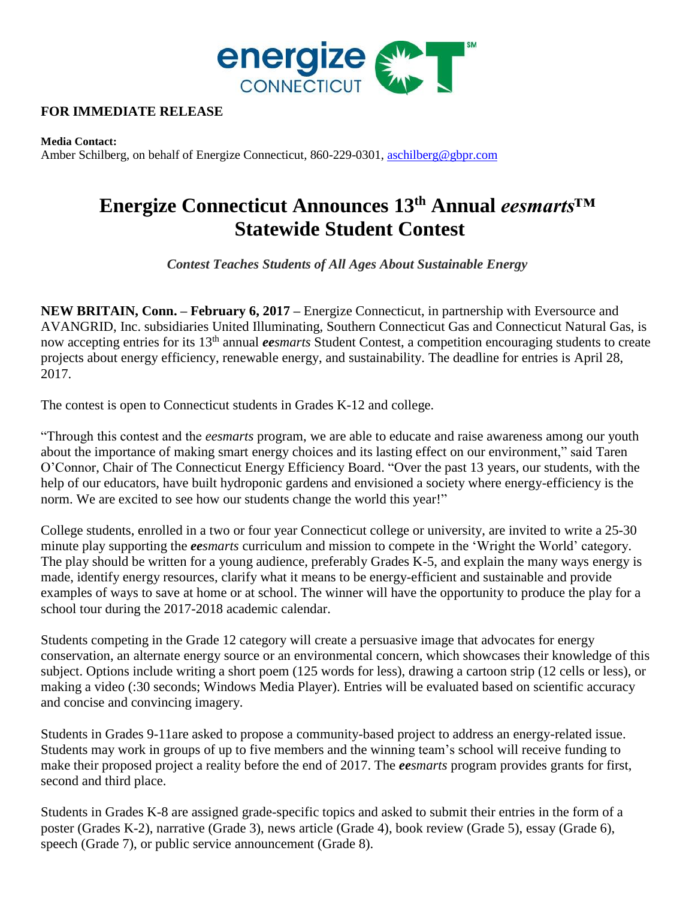**FOR IMMEDIATE RELEASE**

**Media Contact:**
Amber Schilberg, on behalf of Energize Connecticut, 860-229-0301, aschilberg@gbpr.com

# Energize Connecticut Announces 13th Annual *eesmarts*™ Statewide Student Contest

***Contest Teaches Students of All Ages About Sustainable Energy***

**NEW BRITAIN, Conn. – February 6, 2017 –** Energize Connecticut, in partnership with Eversource and AVANGRID, Inc. subsidiaries United Illuminating, Southern Connecticut Gas and Connecticut Natural Gas, is now accepting entries for its 13th annual ***ee****smarts* Student Contest, a competition encouraging students to create projects about energy efficiency, renewable energy, and sustainability. The deadline for entries is April 28, 2017.

The contest is open to Connecticut students in Grades K-12 and college.

"Through this contest and the *eesmarts* program, we are able to educate and raise awareness among our youth about the importance of making smart energy choices and its lasting effect on our environment," said Taren O'Connor, Chair of The Connecticut Energy Efficiency Board. "Over the past 13 years, our students, with the help of our educators, have built hydroponic gardens and envisioned a society where energy-efficiency is the norm. We are excited to see how our students change the world this year!"

College students, enrolled in a two or four year Connecticut college or university, are invited to write a 25-30 minute play supporting the ***ee****smarts* curriculum and mission to compete in the 'Wright the World' category. The play should be written for a young audience, preferably Grades K-5, and explain the many ways energy is made, identify energy resources, clarify what it means to be energy-efficient and sustainable and provide examples of ways to save at home or at school. The winner will have the opportunity to produce the play for a school tour during the 2017-2018 academic calendar.

Students competing in the Grade 12 category will create a persuasive image that advocates for energy conservation, an alternate energy source or an environmental concern, which showcases their knowledge of this subject. Options include writing a short poem (125 words for less), drawing a cartoon strip (12 cells or less), or making a video (:30 seconds; Windows Media Player). Entries will be evaluated based on scientific accuracy and concise and convincing imagery.

Students in Grades 9-11are asked to propose a community-based project to address an energy-related issue. Students may work in groups of up to five members and the winning team's school will receive funding to make their proposed project a reality before the end of 2017. The ***ee****smarts* program provides grants for first, second and third place.

Students in Grades K-8 are assigned grade-specific topics and asked to submit their entries in the form of a poster (Grades K-2), narrative (Grade 3), news article (Grade 4), book review (Grade 5), essay (Grade 6), speech (Grade 7), or public service announcement (Grade 8).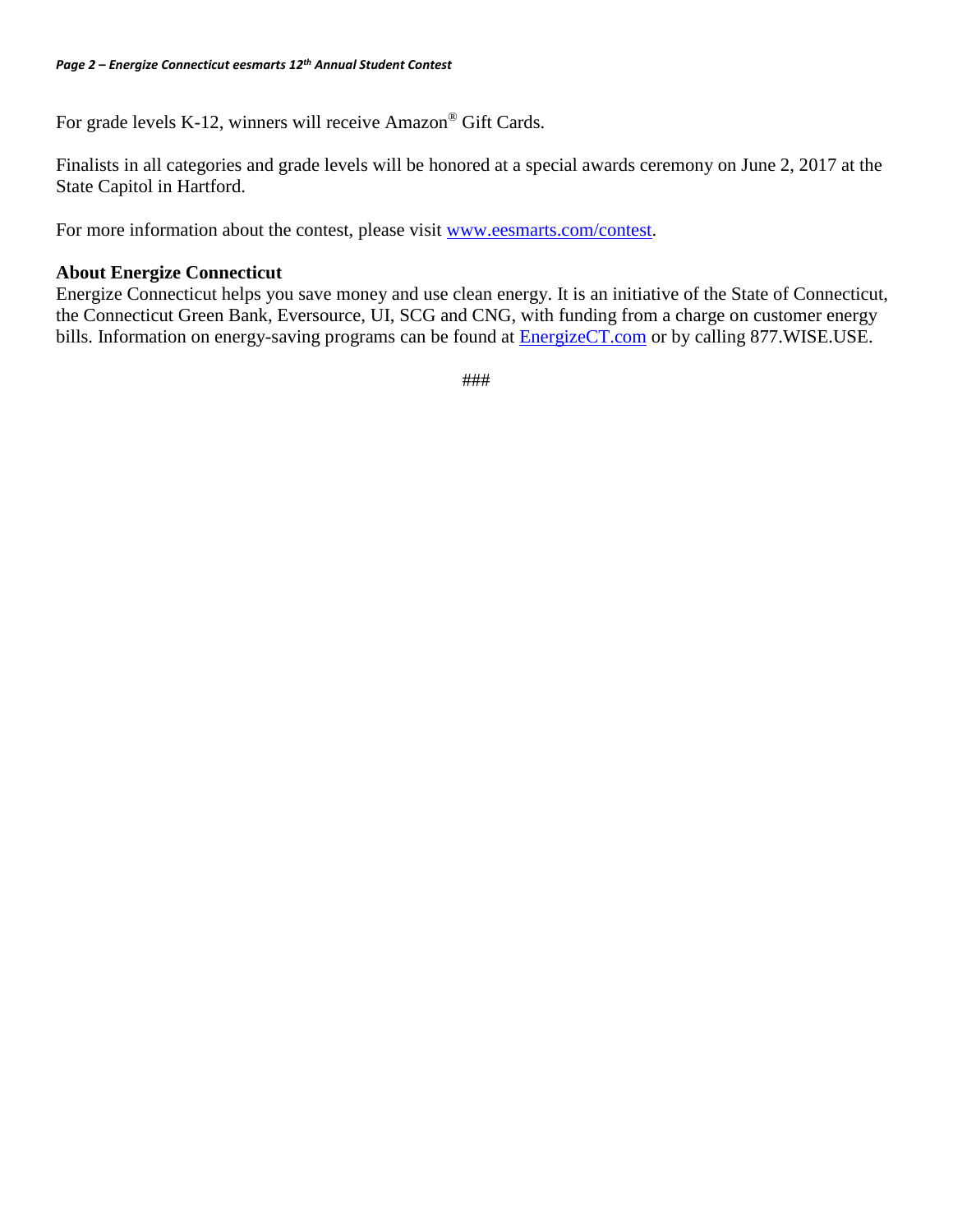For grade levels K-12, winners will receive Amazon® Gift Cards.

Finalists in all categories and grade levels will be honored at a special awards ceremony on June 2, 2017 at the State Capitol in Hartford.

For more information about the contest, please visit www.eesmarts.com/contest.

**About Energize Connecticut**

Energize Connecticut helps you save money and use clean energy. It is an initiative of the State of Connecticut, the Connecticut Green Bank, Eversource, UI, SCG and CNG, with funding from a charge on customer energy bills. Information on energy-saving programs can be found at EnergizeCT.com or by calling 877.WISE.USE.

###